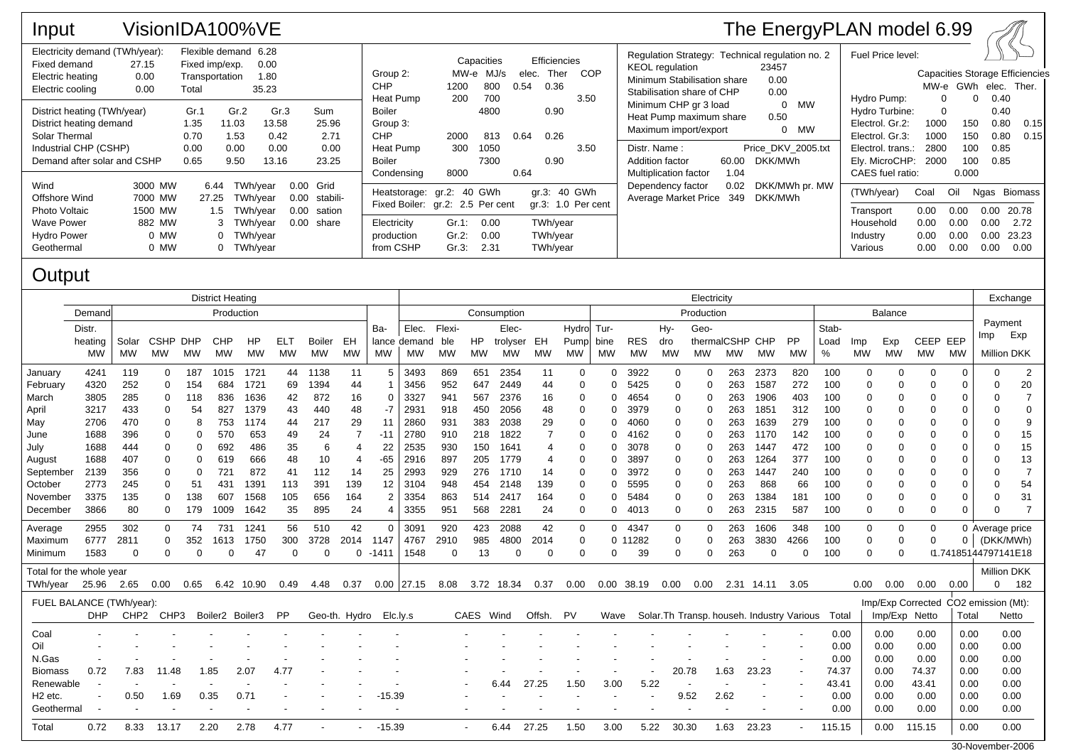# Input VisionIDA100%VE

The EnergyPLAN model 6.99

| Electricity demand (TWh/year): | | Flexible demand | 6.28 |
|---|---|---|---|
| Fixed demand | 27.15 | Fixed imp/exp. | 0.00 |
| Electric heating | 0.00 | Transportation | 1.80 |
| Electric cooling | 0.00 | Total | 35.23 |

| District heating (TWh/year) | Gr.1 | Gr.2 | Gr.3 | Sum |
|---|---|---|---|---|
| District heating demand | 1.35 | 11.03 | 13.58 | 25.96 |
| Solar Thermal | 0.70 | 1.53 | 0.42 | 2.71 |
| Industrial CHP (CSHP) | 0.00 | 0.00 | 0.00 | 0.00 |
| Demand after solar and CSHP | 0.65 | 9.50 | 13.16 | 23.25 |

| | | | | |
|---|---|---|---|---|
| Wind | 3000 MW | 6.44 TWh/year | 0.00 | Grid |
| Offshore Wind | 7000 MW | 27.25 TWh/year | 0.00 | stabili- |
| Photo Voltaic | 1500 MW | 1.5 TWh/year | 0.00 | sation |
| Wave Power | 882 MW | 3 TWh/year | 0.00 | share |
| Hydro Power | 0 MW | 0 TWh/year | | |
| Geothermal | 0 MW | 0 TWh/year | | |

| | Capacities MW-e | Capacities MJ/s | Efficiencies elec. | Efficiencies Ther | COP |
|---|---|---|---|---|---|
| Group 2: | | | | | |
| CHP | 1200 | 800 | 0.54 | 0.36 | |
| Heat Pump | 200 | 700 | | | 3.50 |
| Boiler | | 4800 | | 0.90 | |
| Group 3: | | | | | |
| CHP | 2000 | 813 | 0.64 | 0.26 | |
| Heat Pump | 300 | 1050 | | | 3.50 |
| Boiler | | 7300 | | 0.90 | |
| Condensing | 8000 | | 0.64 | | |

Heatstorage: gr.2: 40 GWh gr.3: 40 GWh
Fixed Boiler: gr.2: 2.5 Per cent gr.3: 1.0 Per cent

| Electricity production from CSHP | | |
|---|---|---|
| Gr.1: | 0.00 | TWh/year |
| Gr.2: | 0.00 | TWh/year |
| Gr.3: | 2.31 | TWh/year |

Regulation Strategy: Technical regulation no. 2

| | | |
|---|---|---|
| KEOL regulation | 23457 | |
| Minimum Stabilisation share | 0.00 | |
| Stabilisation share of CHP | 0.00 | |
| Minimum CHP gr 3 load | 0 | MW |
| Heat Pump maximum share | 0.50 | |
| Maximum import/export | 0 | MW |

| | | |
|---|---|---|
| Distr. Name : | Price_DKV_2005.txt | |
| Addition factor | 60.00 | DKK/MWh |
| Multiplication factor | 1.04 | |
| Dependency factor | 0.02 | DKK/MWh pr. MW |
| Average Market Price | 349 | DKK/MWh |

Fuel Price level:

| | Capacities MW-e | Storage GWh | Efficiencies elec. | Efficiencies Ther. |
|---|---|---|---|---|
| Hydro Pump: | 0 | 0 | 0.40 | |
| Hydro Turbine: | 0 | | 0.40 | |
| Electrol. Gr.2: | 1000 | 150 | 0.80 | 0.15 |
| Electrol. Gr.3: | 1000 | 150 | 0.80 | 0.15 |
| Electrol. trans.: | 2800 | 100 | 0.85 | |
| Ely. MicroCHP: | 2000 | 100 | 0.85 | |
| CAES fuel ratio: | 0.000 | | | |

| (TWh/year) | Coal | Oil | Ngas | Biomass |
|---|---|---|---|---|
| Transport | 0.00 | 0.00 | 0.00 | 20.78 |
| Household | 0.00 | 0.00 | 0.00 | 2.72 |
| Industry | 0.00 | 0.00 | 0.00 | 23.23 |
| Various | 0.00 | 0.00 | 0.00 | 0.00 |

# Output

| | District Heating Demand Distr. heating MW | Solar MW | CSHP MW | DHP MW | CHP MW | HP MW | ELT MW | Boiler MW | EH MW | Ba-lance MW | Elec. demand MW | Flexible MW | HP MW | Electrolyser MW | EH MW | Hydro Pump MW | Turbine MW | RES MW | Hydro MW | Geo-thermal MW | CSHP MW | CHP MW | PP MW | Stab-Load % | Imp MW | Exp MW | CEEP MW | EEP MW | Payment Imp Million DKK | Payment Exp Million DKK |
|---|---|---|---|---|---|---|---|---|---|---|---|---|---|---|---|---|---|---|---|---|---|---|---|---|---|---|---|---|---|---|
| January | 4241 | 119 | 0 | 187 | 1015 | 1721 | 44 | 1138 | 11 | 5 | 3493 | 869 | 651 | 2354 | 11 | 0 | 0 | 3922 | 0 | 0 | 263 | 2373 | 820 | 100 | 0 | 0 | 0 | 0 | 0 | 2 |
| February | 4320 | 252 | 0 | 154 | 684 | 1721 | 69 | 1394 | 44 | 1 | 3456 | 952 | 647 | 2449 | 44 | 0 | 0 | 5425 | 0 | 0 | 263 | 1587 | 272 | 100 | 0 | 0 | 0 | 0 | 0 | 20 |
| March | 3805 | 285 | 0 | 118 | 836 | 1636 | 42 | 872 | 16 | 0 | 3327 | 941 | 567 | 2376 | 16 | 0 | 0 | 4654 | 0 | 0 | 263 | 1906 | 403 | 100 | 0 | 0 | 0 | 0 | 0 | 7 |
| April | 3217 | 433 | 0 | 54 | 827 | 1379 | 43 | 440 | 48 | -7 | 2931 | 918 | 450 | 2056 | 48 | 0 | 0 | 3979 | 0 | 0 | 263 | 1851 | 312 | 100 | 0 | 0 | 0 | 0 | 0 | 0 |
| May | 2706 | 470 | 0 | 8 | 753 | 1174 | 44 | 217 | 29 | 11 | 2860 | 931 | 383 | 2038 | 29 | 0 | 0 | 4060 | 0 | 0 | 263 | 1639 | 279 | 100 | 0 | 0 | 0 | 0 | 0 | 9 |
| June | 1688 | 396 | 0 | 0 | 570 | 653 | 49 | 24 | 7 | -11 | 2780 | 910 | 218 | 1822 | 7 | 0 | 0 | 4162 | 0 | 0 | 263 | 1170 | 142 | 100 | 0 | 0 | 0 | 0 | 0 | 15 |
| July | 1688 | 444 | 0 | 0 | 692 | 486 | 35 | 6 | 4 | 22 | 2535 | 930 | 150 | 1641 | 4 | 0 | 0 | 3078 | 0 | 0 | 263 | 1447 | 472 | 100 | 0 | 0 | 0 | 0 | 0 | 15 |
| August | 1688 | 407 | 0 | 0 | 619 | 666 | 48 | 10 | 4 | -65 | 2916 | 897 | 205 | 1779 | 4 | 0 | 0 | 3897 | 0 | 0 | 263 | 1264 | 377 | 100 | 0 | 0 | 0 | 0 | 0 | 13 |
| September | 2139 | 356 | 0 | 0 | 721 | 872 | 41 | 112 | 14 | 25 | 2993 | 929 | 276 | 1710 | 14 | 0 | 0 | 3972 | 0 | 0 | 263 | 1447 | 240 | 100 | 0 | 0 | 0 | 0 | 0 | 7 |
| October | 2773 | 245 | 0 | 51 | 431 | 1391 | 113 | 391 | 139 | 12 | 3104 | 948 | 454 | 2148 | 139 | 0 | 0 | 5595 | 0 | 0 | 263 | 868 | 66 | 100 | 0 | 0 | 0 | 0 | 0 | 54 |
| November | 3375 | 135 | 0 | 138 | 607 | 1568 | 105 | 656 | 164 | 2 | 3354 | 863 | 514 | 2417 | 164 | 0 | 0 | 5484 | 0 | 0 | 263 | 1384 | 181 | 100 | 0 | 0 | 0 | 0 | 0 | 31 |
| December | 3866 | 80 | 0 | 179 | 1009 | 1642 | 35 | 895 | 24 | 4 | 3355 | 951 | 568 | 2281 | 24 | 0 | 0 | 4013 | 0 | 0 | 263 | 2315 | 587 | 100 | 0 | 0 | 0 | 0 | 0 | 7 |
| Average | 2955 | 302 | 0 | 74 | 731 | 1241 | 56 | 510 | 42 | 0 | 3091 | 920 | 423 | 2088 | 42 | 0 | 0 | 4347 | 0 | 0 | 263 | 1606 | 348 | 100 | 0 | 0 | 0 | 0 | Average price (DKK/MWh) | |
| Maximum | 6777 | 2811 | 0 | 352 | 1613 | 1750 | 300 | 3728 | 2014 | 1147 | 4767 | 2910 | 985 | 4800 | 2014 | 0 | 0 | 11282 | 0 | 0 | 263 | 3830 | 4266 | 100 | 0 | 0 | 0 | 0 | | |
| Minimum | 1583 | 0 | 0 | 0 | 0 | 47 | 0 | 0 | 0 | -1411 | 1548 | 0 | 13 | 0 | 0 | 0 | 0 | 39 | 0 | 0 | 263 | 0 | 0 | 100 | 0 | 0 | 0 | | (1.74185144797141E18 | |
| Total for the whole year TWh/year | 25.96 | 2.65 | 0.00 | 0.65 | 6.42 | 10.90 | 0.49 | 4.48 | 0.37 | 0.00 | 27.15 | 8.08 | 3.72 | 18.34 | 0.37 | 0.00 | 0.00 | 38.19 | 0.00 | 0.00 | 2.31 | 14.11 | 3.05 | | 0.00 | 0.00 | 0.00 | 0.00 | 0 | 182 |

FUEL BALANCE (TWh/year):

| | DHP | CHP2 | CHP3 | Boiler2 | Boiler3 | PP | Geo-th. | Hydro | Elc.ly.s | CAES | Wind | Offsh. | PV | Wave | Solar.Th | Transp. | househ. | Industry | Various | Total | Imp/Exp Corrected Imp/Exp | Imp/Exp Corrected Netto | CO2 emission (Mt): Total | CO2 emission (Mt): Netto |
|---|---|---|---|---|---|---|---|---|---|---|---|---|---|---|---|---|---|---|---|---|---|---|---|---|
| Coal | - | - | - | - | - | - | - | - | - | - | - | - | - | - | - | - | - | - | - | 0.00 | 0.00 | 0.00 | 0.00 | 0.00 |
| Oil | - | - | - | - | - | - | - | - | - | - | - | - | - | - | - | - | - | - | - | 0.00 | 0.00 | 0.00 | 0.00 | 0.00 |
| N.Gas | - | - | - | - | - | - | - | - | - | - | - | - | - | - | - | - | - | - | - | 0.00 | 0.00 | 0.00 | 0.00 | 0.00 |
| Biomass | 0.72 | 7.83 | 11.48 | 1.85 | 2.07 | 4.77 | - | - | - | - | - | - | - | - | - | 20.78 | 1.63 | 23.23 | - | 74.37 | 0.00 | 74.37 | 0.00 | 0.00 |
| Renewable | - | - | - | - | - | - | - | - | - | - | 6.44 | 27.25 | 1.50 | 3.00 | 5.22 | - | - | - | - | 43.41 | 0.00 | 43.41 | 0.00 | 0.00 |
| H2 etc. | - | 0.50 | 1.69 | 0.35 | 0.71 | - | - | - | -15.39 | - | - | - | - | - | - | 9.52 | 2.62 | - | - | 0.00 | 0.00 | 0.00 | 0.00 | 0.00 |
| Geothermal | - | - | - | - | - | - | - | - | - | - | - | - | - | - | - | - | - | - | - | 0.00 | 0.00 | 0.00 | 0.00 | 0.00 |
| Total | 0.72 | 8.33 | 13.17 | 2.20 | 2.78 | 4.77 | - | - | -15.39 | - | 6.44 | 27.25 | 1.50 | 3.00 | 5.22 | 30.30 | 1.63 | 23.23 | - | 115.15 | 0.00 | 115.15 | 0.00 | 0.00 |

30-November-2006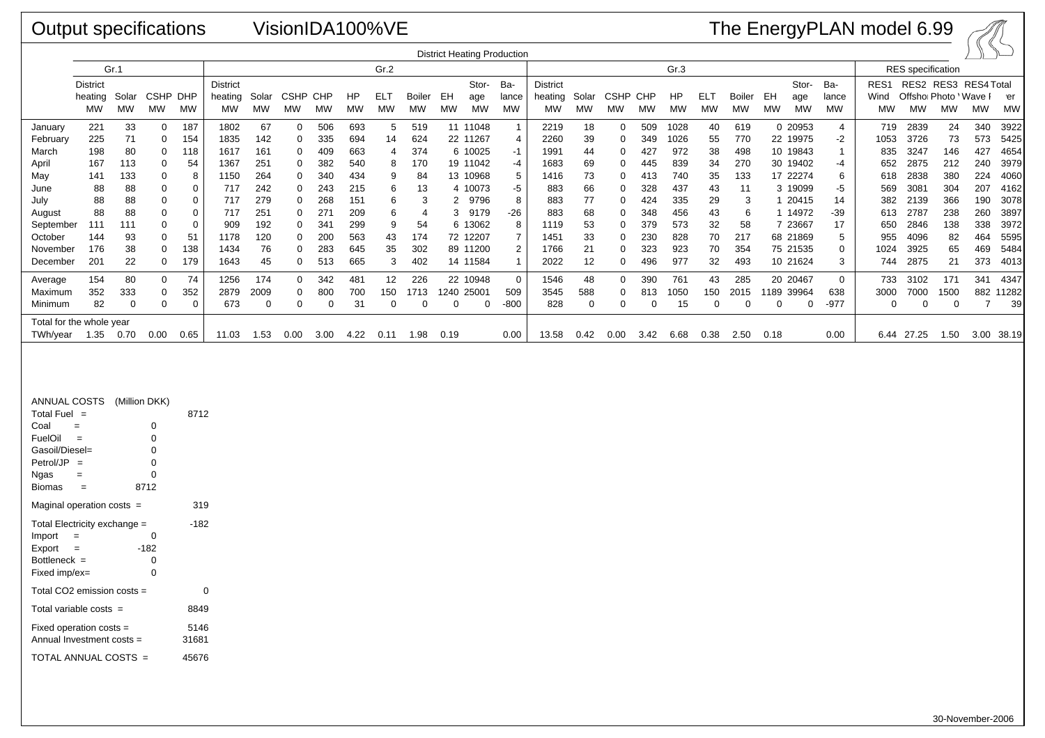# Output specifications — VisionIDA100%VE — The EnergyPLAN model 6.99

## District Heating Production

| | Gr.1 | | | | Gr.2 | | | | | | | | | | Gr.3 | | | | | | | | | | RES specification | | | | |
|---|---|---|---|---|---|---|---|---|---|---|---|---|---|---|---|---|---|---|---|---|---|---|---|---|---|---|---|---|---|
| | District heating MW | Solar MW | CSHP MW | DHP MW | District heating MW | Solar MW | CSHP MW | CHP MW | HP MW | ELT MW | Boiler MW | EH MW | Storage MW | Balance MW | District heating MW | Solar MW | CSHP MW | CHP MW | HP MW | ELT MW | Boiler MW | EH MW | Storage MW | Balance MW | RES1 Wind MW | RES2 Offshore MW | RES3 Photo Voltaic MW | RES4 Wave Power MW | Total MW |
| January | 221 | 33 | 0 | 187 | 1802 | 67 | 0 | 506 | 693 | 5 | 519 | 11 | 11048 | 1 | 2219 | 18 | 0 | 509 | 1028 | 40 | 619 | 0 | 20953 | 4 | 719 | 2839 | 24 | 340 | 3922 |
| February | 225 | 71 | 0 | 154 | 1835 | 142 | 0 | 335 | 694 | 14 | 624 | 22 | 11267 | 4 | 2260 | 39 | 0 | 349 | 1026 | 55 | 770 | 22 | 19975 | -2 | 1053 | 3726 | 73 | 573 | 5425 |
| March | 198 | 80 | 0 | 118 | 1617 | 161 | 0 | 409 | 663 | 4 | 374 | 6 | 10025 | -1 | 1991 | 44 | 0 | 427 | 972 | 38 | 498 | 10 | 19843 | 1 | 835 | 3247 | 146 | 427 | 4654 |
| April | 167 | 113 | 0 | 54 | 1367 | 251 | 0 | 382 | 540 | 8 | 170 | 19 | 11042 | -4 | 1683 | 69 | 0 | 445 | 839 | 34 | 270 | 30 | 19402 | -4 | 652 | 2875 | 212 | 240 | 3979 |
| May | 141 | 133 | 0 | 8 | 1150 | 264 | 0 | 340 | 434 | 9 | 84 | 13 | 10968 | 5 | 1416 | 73 | 0 | 413 | 740 | 35 | 133 | 17 | 22274 | 6 | 618 | 2838 | 380 | 224 | 4060 |
| June | 88 | 88 | 0 | 0 | 717 | 242 | 0 | 243 | 215 | 6 | 13 | 4 | 10073 | -5 | 883 | 66 | 0 | 328 | 437 | 43 | 11 | 3 | 19099 | -5 | 569 | 3081 | 304 | 207 | 4162 |
| July | 88 | 88 | 0 | 0 | 717 | 279 | 0 | 268 | 151 | 6 | 3 | 2 | 9796 | 8 | 883 | 77 | 0 | 424 | 335 | 29 | 3 | 1 | 20415 | 14 | 382 | 2139 | 366 | 190 | 3078 |
| August | 88 | 88 | 0 | 0 | 717 | 251 | 0 | 271 | 209 | 6 | 4 | 3 | 9179 | -26 | 883 | 68 | 0 | 348 | 456 | 43 | 6 | 1 | 14972 | -39 | 613 | 2787 | 238 | 260 | 3897 |
| September | 111 | 111 | 0 | 0 | 909 | 192 | 0 | 341 | 299 | 9 | 54 | 6 | 13062 | 8 | 1119 | 53 | 0 | 379 | 573 | 32 | 58 | 7 | 23667 | 17 | 650 | 2846 | 138 | 338 | 3972 |
| October | 144 | 93 | 0 | 51 | 1178 | 120 | 0 | 200 | 563 | 43 | 174 | 72 | 12207 | 7 | 1451 | 33 | 0 | 230 | 828 | 70 | 217 | 68 | 21869 | 5 | 955 | 4096 | 82 | 464 | 5595 |
| November | 176 | 38 | 0 | 138 | 1434 | 76 | 0 | 283 | 645 | 35 | 302 | 89 | 11200 | 2 | 1766 | 21 | 0 | 323 | 923 | 70 | 354 | 75 | 21535 | 0 | 1024 | 3925 | 65 | 469 | 5484 |
| December | 201 | 22 | 0 | 179 | 1643 | 45 | 0 | 513 | 665 | 3 | 402 | 14 | 11584 | 1 | 2022 | 12 | 0 | 496 | 977 | 32 | 493 | 10 | 21624 | 3 | 744 | 2875 | 21 | 373 | 4013 |
| Average | 154 | 80 | 0 | 74 | 1256 | 174 | 0 | 342 | 481 | 12 | 226 | 22 | 10948 | 0 | 1546 | 48 | 0 | 390 | 761 | 43 | 285 | 20 | 20467 | 0 | 733 | 3102 | 171 | 341 | 4347 |
| Maximum | 352 | 333 | 0 | 352 | 2879 | 2009 | 0 | 800 | 700 | 150 | 1713 | 1240 | 25001 | 509 | 3545 | 588 | 0 | 813 | 1050 | 150 | 2015 | 1189 | 39964 | 638 | 3000 | 7000 | 1500 | 882 | 11282 |
| Minimum | 82 | 0 | 0 | 0 | 673 | 0 | 0 | 0 | 31 | 0 | 0 | 0 | 0 | -800 | 828 | 0 | 0 | 0 | 15 | 0 | 0 | 0 | 0 | -977 | 0 | 0 | 0 | 7 | 39 |
| Total for the whole year TWh/year | 1.35 | 0.70 | 0.00 | 0.65 | 11.03 | 1.53 | 0.00 | 3.00 | 4.22 | 0.11 | 1.98 | 0.19 | | 0.00 | 13.58 | 0.42 | 0.00 | 3.42 | 6.68 | 0.38 | 2.50 | 0.18 | | 0.00 | 6.44 | 27.25 | 1.50 | 3.00 | 38.19 |

## ANNUAL COSTS (Million DKK)

| | | |
|---|---|---|
| Total Fuel = | | 8712 |
| Coal = | 0 | |
| FuelOil = | 0 | |
| Gasoil/Diesel= | 0 | |
| Petrol/JP = | 0 | |
| Ngas = | 0 | |
| Biomas = | 8712 | |
| Maginal operation costs = | | 319 |
| Total Electricity exchange = | | -182 |
| Import = | 0 | |
| Export = | -182 | |
| Bottleneck = | 0 | |
| Fixed imp/ex= | 0 | |
| Total CO2 emission costs = | | 0 |
| Total variable costs = | | 8849 |
| Fixed operation costs = | | 5146 |
| Annual Investment costs = | | 31681 |
| TOTAL ANNUAL COSTS = | | 45676 |

30-November-2006